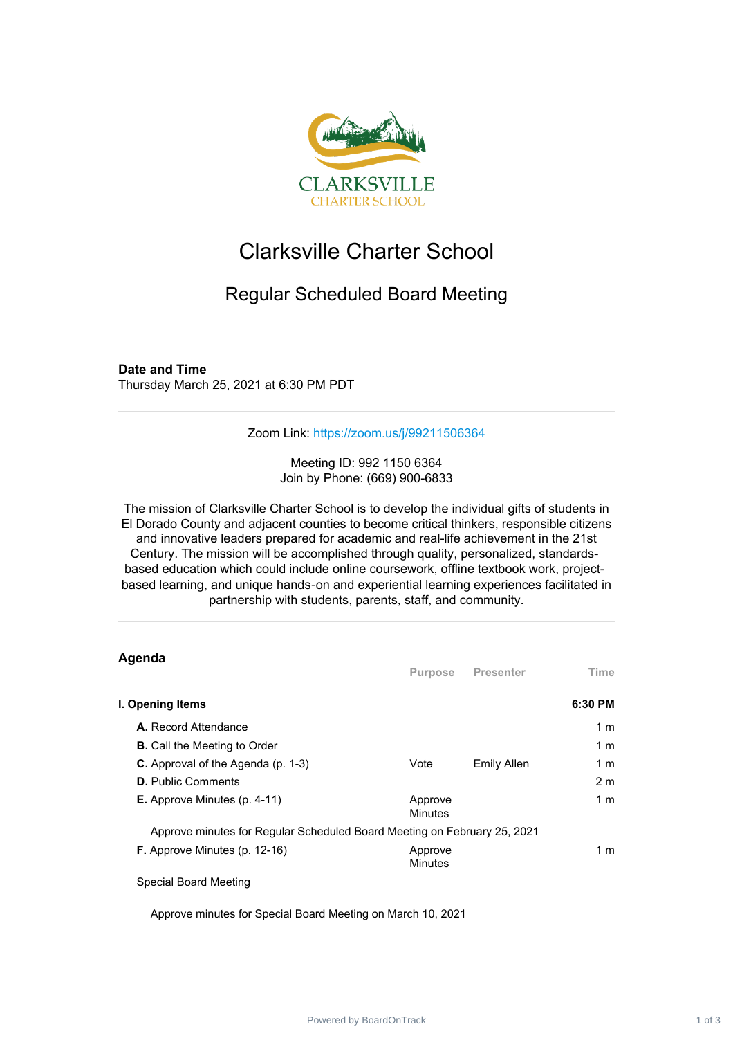# Clarksville Charter School

## Regular Scheduled Board Meeting

**Date and Time**
Thursday March 25, 2021 at 6:30 PM PDT

Zoom Link: https://zoom.us/j/99211506364

Meeting ID: 992 1150 6364
Join by Phone: (669) 900-6833

The mission of Clarksville Charter School is to develop the individual gifts of students in El Dorado County and adjacent counties to become critical thinkers, responsible citizens and innovative leaders prepared for academic and real-life achievement in the 21st Century. The mission will be accomplished through quality, personalized, standards-based education which could include online coursework, offline textbook work, project-based learning, and unique hands-on and experiential learning experiences facilitated in partnership with students, parents, staff, and community.

### Agenda

| | Purpose | Presenter | Time |
|---|---|---|---|
| **I. Opening Items** | | | **6:30 PM** |
| **A.** Record Attendance | | | 1 m |
| **B.** Call the Meeting to Order | | | 1 m |
| **C.** Approval of the Agenda (p. 1-3) | Vote | Emily Allen | 1 m |
| **D.** Public Comments | | | 2 m |
| **E.** Approve Minutes (p. 4-11) | Approve Minutes | | 1 m |
| Approve minutes for Regular Scheduled Board Meeting on February 25, 2021 | | | |
| **F.** Approve Minutes (p. 12-16) | Approve Minutes | | 1 m |
| Special Board Meeting | | | |
| Approve minutes for Special Board Meeting on March 10, 2021 | | | |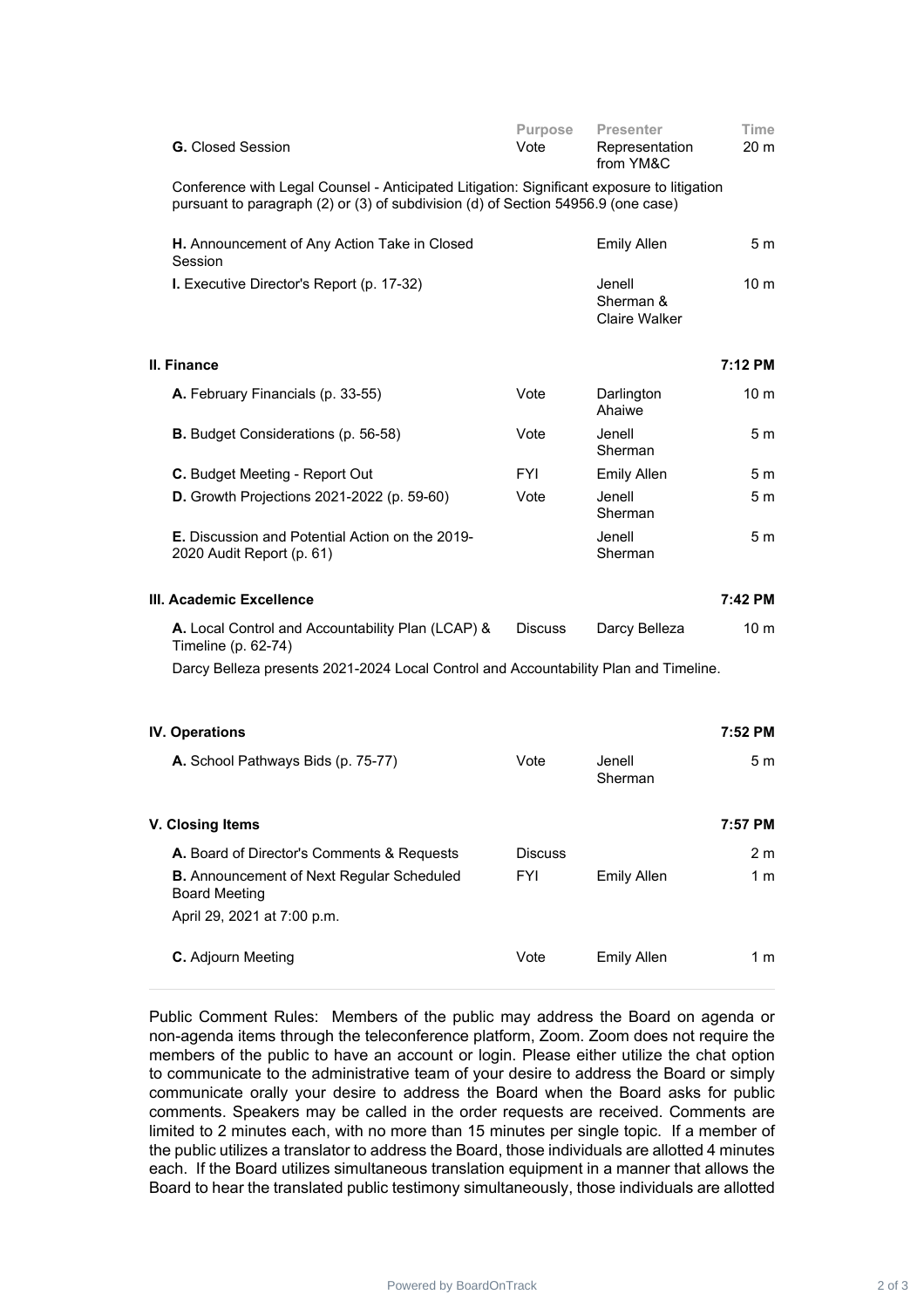| | Purpose | Presenter | Time |
|---|---|---|---|
| **G.** Closed Session | Vote | Representation from YM&C | 20 m |

Conference with Legal Counsel - Anticipated Litigation: Significant exposure to litigation pursuant to paragraph (2) or (3) of subdivision (d) of Section 54956.9 (one case)

| | | | |
|---|---|---|---|
| **H.** Announcement of Any Action Take in Closed Session | | Emily Allen | 5 m |
| **I.** Executive Director's Report (p. 17-32) | | Jenell Sherman & Claire Walker | 10 m |

### II. Finance — 7:12 PM

| | | | |
|---|---|---|---|
| **A.** February Financials (p. 33-55) | Vote | Darlington Ahaiwe | 10 m |
| **B.** Budget Considerations (p. 56-58) | Vote | Jenell Sherman | 5 m |
| **C.** Budget Meeting - Report Out | FYI | Emily Allen | 5 m |
| **D.** Growth Projections 2021-2022 (p. 59-60) | Vote | Jenell Sherman | 5 m |
| **E.** Discussion and Potential Action on the 2019-2020 Audit Report (p. 61) | | Jenell Sherman | 5 m |

### III. Academic Excellence — 7:42 PM

| | | | |
|---|---|---|---|
| **A.** Local Control and Accountability Plan (LCAP) & Timeline (p. 62-74) | Discuss | Darcy Belleza | 10 m |

Darcy Belleza presents 2021-2024 Local Control and Accountability Plan and Timeline.

### IV. Operations — 7:52 PM

| | | | |
|---|---|---|---|
| **A.** School Pathways Bids (p. 75-77) | Vote | Jenell Sherman | 5 m |

### V. Closing Items — 7:57 PM

| | | | |
|---|---|---|---|
| **A.** Board of Director's Comments & Requests | Discuss | | 2 m |
| **B.** Announcement of Next Regular Scheduled Board Meeting | FYI | Emily Allen | 1 m |

April 29, 2021 at 7:00 p.m.

| | | | |
|---|---|---|---|
| **C.** Adjourn Meeting | Vote | Emily Allen | 1 m |

---

Public Comment Rules: Members of the public may address the Board on agenda or non-agenda items through the teleconference platform, Zoom. Zoom does not require the members of the public to have an account or login. Please either utilize the chat option to communicate to the administrative team of your desire to address the Board or simply communicate orally your desire to address the Board when the Board asks for public comments. Speakers may be called in the order requests are received. Comments are limited to 2 minutes each, with no more than 15 minutes per single topic. If a member of the public utilizes a translator to address the Board, those individuals are allotted 4 minutes each. If the Board utilizes simultaneous translation equipment in a manner that allows the Board to hear the translated public testimony simultaneously, those individuals are allotted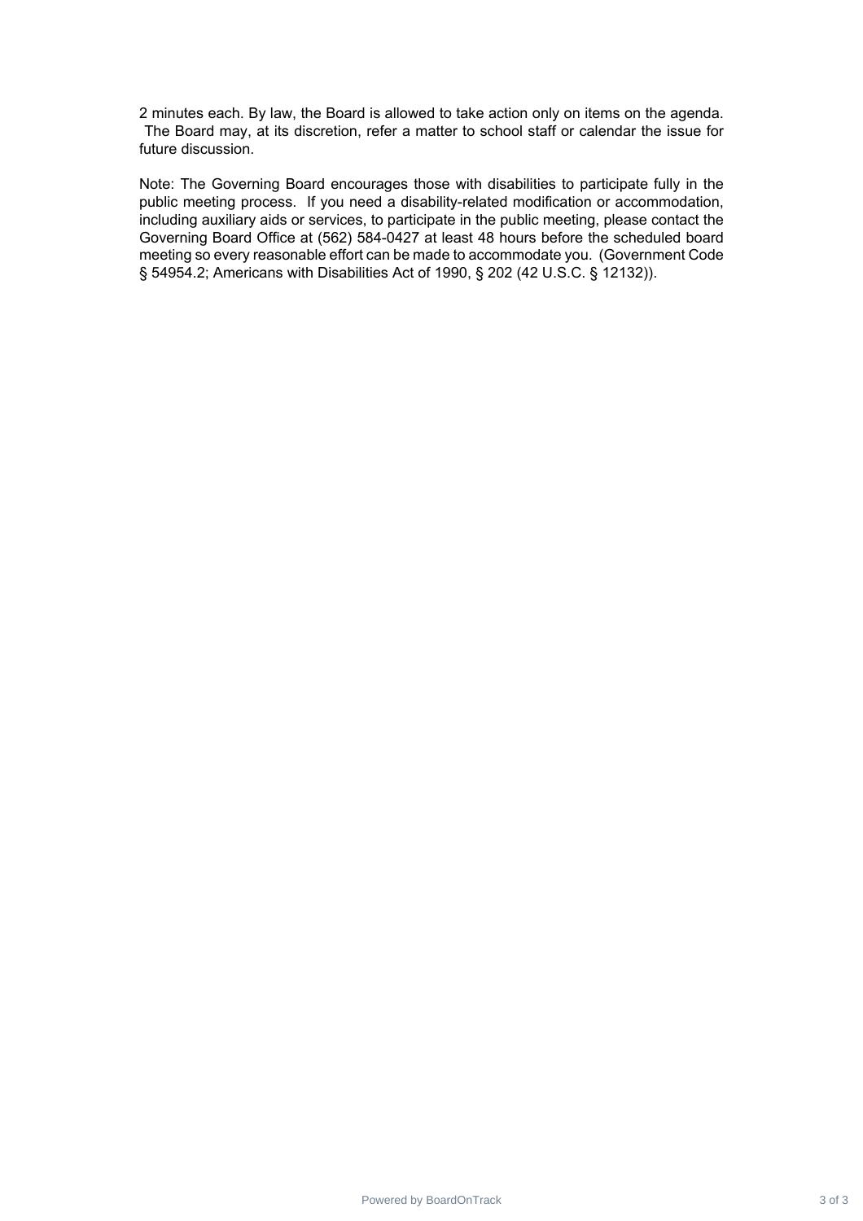2 minutes each. By law, the Board is allowed to take action only on items on the agenda. The Board may, at its discretion, refer a matter to school staff or calendar the issue for future discussion.

Note: The Governing Board encourages those with disabilities to participate fully in the public meeting process. If you need a disability-related modification or accommodation, including auxiliary aids or services, to participate in the public meeting, please contact the Governing Board Office at (562) 584-0427 at least 48 hours before the scheduled board meeting so every reasonable effort can be made to accommodate you. (Government Code § 54954.2; Americans with Disabilities Act of 1990, § 202 (42 U.S.C. § 12132)).